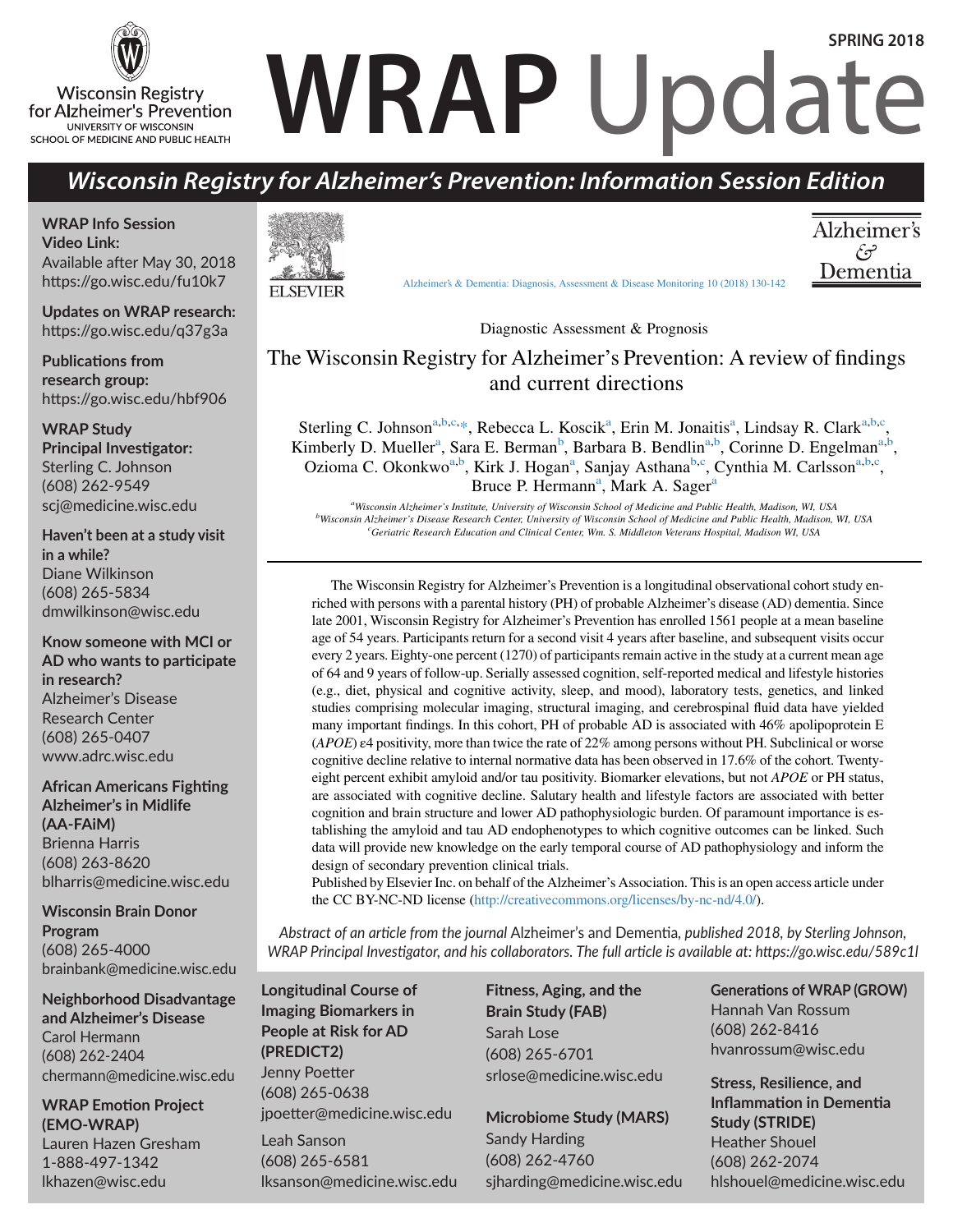Wisconsin Registry for Alzheimer's Prevention
UNIVERSITY OF WISCONSIN
SCHOOL OF MEDICINE AND PUBLIC HEALTH

# WRAP Update

**SPRING 2018**

## *Wisconsin Registry for Alzheimer's Prevention: Information Session Edition*

**WRAP Info Session Video Link:**
Available after May 30, 2018
https://go.wisc.edu/fu10k7

**Updates on WRAP research:**
https://go.wisc.edu/q37g3a

**Publications from research group:**
https://go.wisc.edu/hbf906

**WRAP Study Principal Investigator:**
Sterling C. Johnson
(608) 262-9549
scj@medicine.wisc.edu

**Haven't been at a study visit in a while?**
Diane Wilkinson
(608) 265-5834
dmwilkinson@wisc.edu

**Know someone with MCI or AD who wants to participate in research?**
Alzheimer's Disease Research Center
(608) 265-0407
www.adrc.wisc.edu

**African Americans Fighting Alzheimer's in Midlife (AA-FAiM)**
Brienna Harris
(608) 263-8620
blharris@medicine.wisc.edu

**Wisconsin Brain Donor Program**
(608) 265-4000
brainbank@medicine.wisc.edu

**Neighborhood Disadvantage and Alzheimer's Disease**
Carol Hermann
(608) 262-2404
chermann@medicine.wisc.edu

**WRAP Emotion Project (EMO-WRAP)**
Lauren Hazen Gresham
1-888-497-1342
lkhazen@wisc.edu

ELSEVIER

Alzheimer's & Dementia: Diagnosis, Assessment & Disease Monitoring 10 (2018) 130-142

Alzheimer's & Dementia

Diagnostic Assessment & Prognosis

### The Wisconsin Registry for Alzheimer's Prevention: A review of findings and current directions

Sterling C. Johnson[a,b,c,*], Rebecca L. Koscik[a], Erin M. Jonaitis[a], Lindsay R. Clark[a,b,c], Kimberly D. Mueller[a], Sara E. Berman[b], Barbara B. Bendlin[a,b], Corinne D. Engelman[a,b], Ozioma C. Okonkwo[a,b], Kirk J. Hogan[a], Sanjay Asthana[b,c], Cynthia M. Carlsson[a,b,c], Bruce P. Hermann[a], Mark A. Sager[a]

[a]*Wisconsin Alzheimer's Institute, University of Wisconsin School of Medicine and Public Health, Madison, WI, USA*
[b]*Wisconsin Alzheimer's Disease Research Center, University of Wisconsin School of Medicine and Public Health, Madison, WI, USA*
[c]*Geriatric Research Education and Clinical Center, Wm. S. Middleton Veterans Hospital, Madison WI, USA*

The Wisconsin Registry for Alzheimer's Prevention is a longitudinal observational cohort study enriched with persons with a parental history (PH) of probable Alzheimer's disease (AD) dementia. Since late 2001, Wisconsin Registry for Alzheimer's Prevention has enrolled 1561 people at a mean baseline age of 54 years. Participants return for a second visit 4 years after baseline, and subsequent visits occur every 2 years. Eighty-one percent (1270) of participants remain active in the study at a current mean age of 64 and 9 years of follow-up. Serially assessed cognition, self-reported medical and lifestyle histories (e.g., diet, physical and cognitive activity, sleep, and mood), laboratory tests, genetics, and linked studies comprising molecular imaging, structural imaging, and cerebrospinal fluid data have yielded many important findings. In this cohort, PH of probable AD is associated with 46% apolipoprotein E (*APOE*) ε4 positivity, more than twice the rate of 22% among persons without PH. Subclinical or worse cognitive decline relative to internal normative data has been observed in 17.6% of the cohort. Twenty-eight percent exhibit amyloid and/or tau positivity. Biomarker elevations, but not *APOE* or PH status, are associated with cognitive decline. Salutary health and lifestyle factors are associated with better cognition and brain structure and lower AD pathophysiologic burden. Of paramount importance is establishing the amyloid and tau AD endophenotypes to which cognitive outcomes can be linked. Such data will provide new knowledge on the early temporal course of AD pathophysiology and inform the design of secondary prevention clinical trials.

Published by Elsevier Inc. on behalf of the Alzheimer's Association. This is an open access article under the CC BY-NC-ND license (http://creativecommons.org/licenses/by-nc-nd/4.0/).

*Abstract of an article from the journal* Alzheimer's and Dementia, *published 2018, by Sterling Johnson, WRAP Principal Investigator, and his collaborators. The full article is available at: https://go.wisc.edu/589c1l*

**Longitudinal Course of Imaging Biomarkers in People at Risk for AD (PREDICT2)**
Jenny Poetter
(608) 265-0638
jpoetter@medicine.wisc.edu

Leah Sanson
(608) 265-6581
lksanson@medicine.wisc.edu

**Fitness, Aging, and the Brain Study (FAB)**
Sarah Lose
(608) 265-6701
srlose@medicine.wisc.edu

**Microbiome Study (MARS)**
Sandy Harding
(608) 262-4760
sjharding@medicine.wisc.edu

**Generations of WRAP (GROW)**
Hannah Van Rossum
(608) 262-8416
hvanrossum@wisc.edu

**Stress, Resilience, and Inflammation in Dementia Study (STRIDE)**
Heather Shouel
(608) 262-2074
hlshouel@medicine.wisc.edu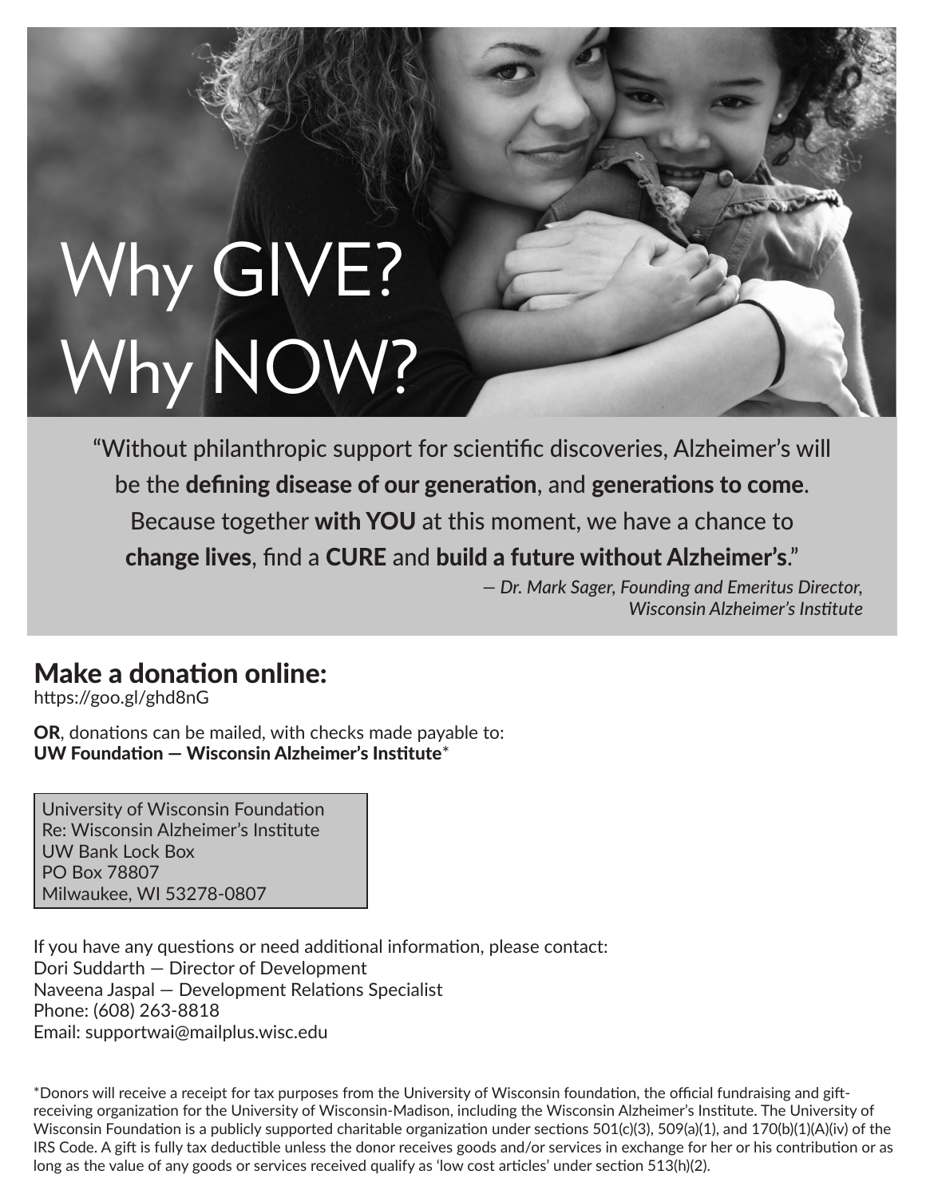# Why GIVE? Why NOW?

"Without philanthropic support for scientific discoveries, Alzheimer's will be the **defining disease of our generation**, and **generations to come**. Because together **with YOU** at this moment, we have a chance to **change lives**, find a **CURE** and **build a future without Alzheimer's**."

*— Dr. Mark Sager, Founding and Emeritus Director, Wisconsin Alzheimer's Institute*

## Make a donation online:

https://goo.gl/ghd8nG

**OR**, donations can be mailed, with checks made payable to:
**UW Foundation — Wisconsin Alzheimer's Institute***

University of Wisconsin Foundation
Re: Wisconsin Alzheimer's Institute
UW Bank Lock Box
PO Box 78807
Milwaukee, WI 53278-0807

If you have any questions or need additional information, please contact:
Dori Suddarth — Director of Development
Naveena Jaspal — Development Relations Specialist
Phone: (608) 263-8818
Email: supportwai@mailplus.wisc.edu

*Donors will receive a receipt for tax purposes from the University of Wisconsin foundation, the official fundraising and gift-receiving organization for the University of Wisconsin-Madison, including the Wisconsin Alzheimer's Institute. The University of Wisconsin Foundation is a publicly supported charitable organization under sections 501(c)(3), 509(a)(1), and 170(b)(1)(A)(iv) of the IRS Code. A gift is fully tax deductible unless the donor receives goods and/or services in exchange for her or his contribution or as long as the value of any goods or services received qualify as 'low cost articles' under section 513(h)(2).